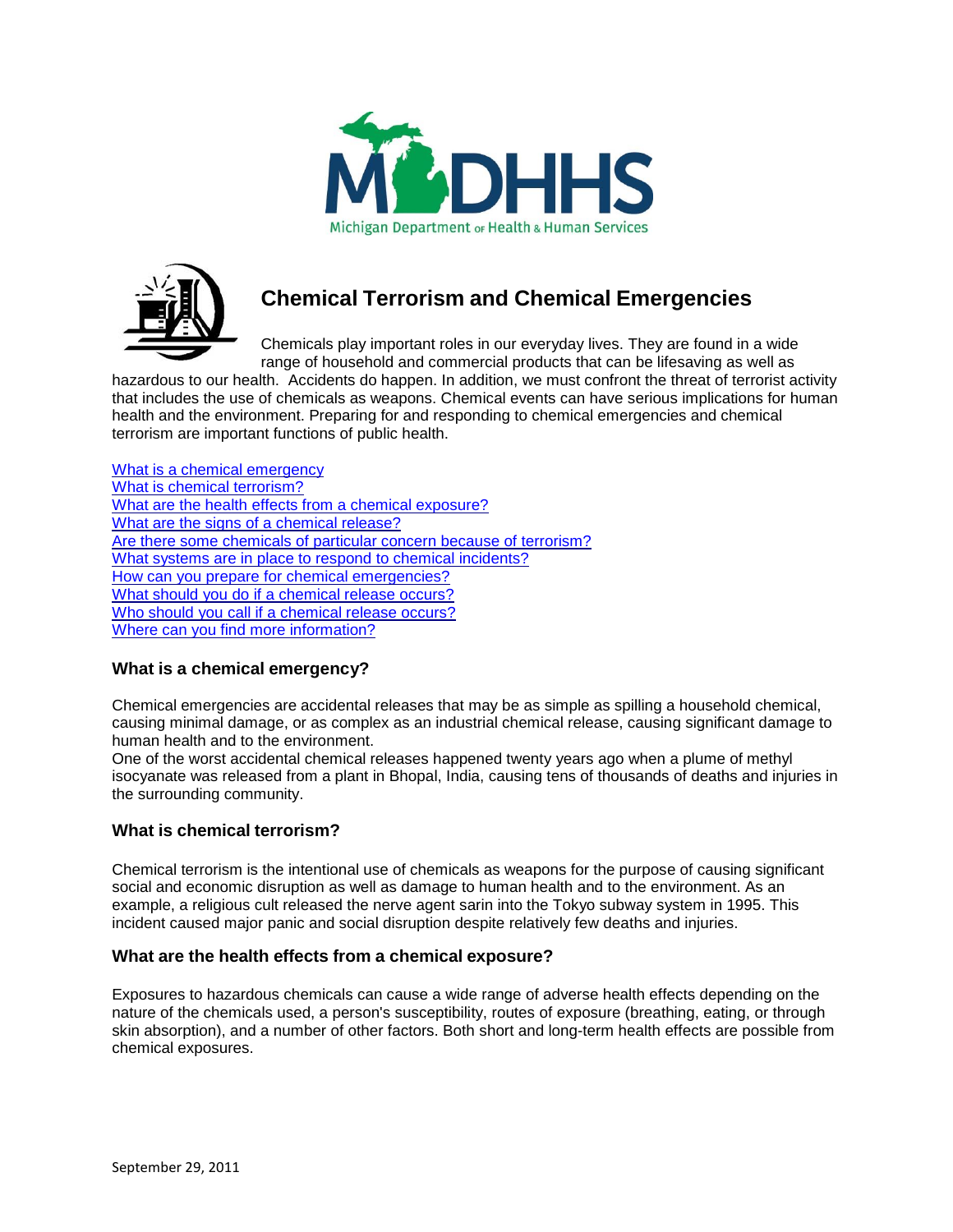# Chemical Terrorism and Chemical Emergencies

Chemicals play important roles in our everyday lives. They are found in a wide range of household and commercial products that can be lifesaving as well as hazardous to our health. Accidents do happen. In addition, we must confront the threat of terrorist activity that includes the use of chemicals as weapons. Chemical events can have serious implications for human health and the environment. Preparing for and responding to chemical emergencies and chemical terrorism are important functions of public health.

- What is a chemical emergency
- What is chemical terrorism?
- What are the health effects from a chemical exposure?
- What are the signs of a chemical release?
- Are there some chemicals of particular concern because of terrorism?
- What systems are in place to respond to chemical incidents?
- How can you prepare for chemical emergencies?
- What should you do if a chemical release occurs?
- Who should you call if a chemical release occurs?
- Where can you find more information?

### What is a chemical emergency?

Chemical emergencies are accidental releases that may be as simple as spilling a household chemical, causing minimal damage, or as complex as an industrial chemical release, causing significant damage to human health and to the environment.

One of the worst accidental chemical releases happened twenty years ago when a plume of methyl isocyanate was released from a plant in Bhopal, India, causing tens of thousands of deaths and injuries in the surrounding community.

### What is chemical terrorism?

Chemical terrorism is the intentional use of chemicals as weapons for the purpose of causing significant social and economic disruption as well as damage to human health and to the environment. As an example, a religious cult released the nerve agent sarin into the Tokyo subway system in 1995. This incident caused major panic and social disruption despite relatively few deaths and injuries.

### What are the health effects from a chemical exposure?

Exposures to hazardous chemicals can cause a wide range of adverse health effects depending on the nature of the chemicals used, a person's susceptibility, routes of exposure (breathing, eating, or through skin absorption), and a number of other factors. Both short and long-term health effects are possible from chemical exposures.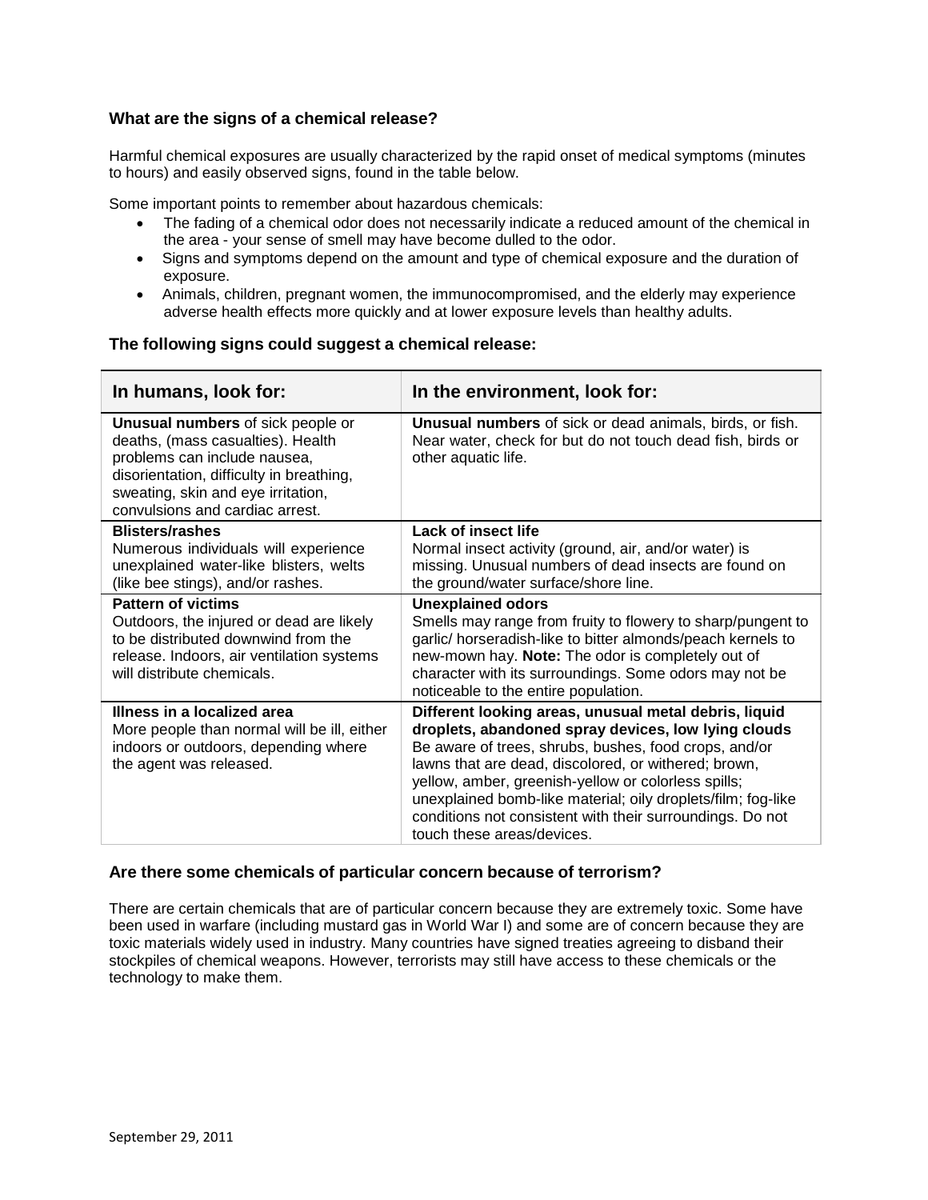### What are the signs of a chemical release?

Harmful chemical exposures are usually characterized by the rapid onset of medical symptoms (minutes to hours) and easily observed signs, found in the table below.

Some important points to remember about hazardous chemicals:

- The fading of a chemical odor does not necessarily indicate a reduced amount of the chemical in the area - your sense of smell may have become dulled to the odor.
- Signs and symptoms depend on the amount and type of chemical exposure and the duration of exposure.
- Animals, children, pregnant women, the immunocompromised, and the elderly may experience adverse health effects more quickly and at lower exposure levels than healthy adults.

### The following signs could suggest a chemical release:

| In humans, look for: | In the environment, look for: |
|---|---|
| **Unusual numbers** of sick people or deaths, (mass casualties). Health problems can include nausea, disorientation, difficulty in breathing, sweating, skin and eye irritation, convulsions and cardiac arrest. | **Unusual numbers** of sick or dead animals, birds, or fish. Near water, check for but do not touch dead fish, birds or other aquatic life. |
| **Blisters/rashes** Numerous individuals will experience unexplained water-like blisters, welts (like bee stings), and/or rashes. | **Lack of insect life** Normal insect activity (ground, air, and/or water) is missing. Unusual numbers of dead insects are found on the ground/water surface/shore line. |
| **Pattern of victims** Outdoors, the injured or dead are likely to be distributed downwind from the release. Indoors, air ventilation systems will distribute chemicals. | **Unexplained odors** Smells may range from fruity to flowery to sharp/pungent to garlic/ horseradish-like to bitter almonds/peach kernels to new-mown hay. **Note:** The odor is completely out of character with its surroundings. Some odors may not be noticeable to the entire population. |
| **Illness in a localized area** More people than normal will be ill, either indoors or outdoors, depending where the agent was released. | **Different looking areas, unusual metal debris, liquid droplets, abandoned spray devices, low lying clouds** Be aware of trees, shrubs, bushes, food crops, and/or lawns that are dead, discolored, or withered; brown, yellow, amber, greenish-yellow or colorless spills; unexplained bomb-like material; oily droplets/film; fog-like conditions not consistent with their surroundings. Do not touch these areas/devices. |

### Are there some chemicals of particular concern because of terrorism?

There are certain chemicals that are of particular concern because they are extremely toxic. Some have been used in warfare (including mustard gas in World War I) and some are of concern because they are toxic materials widely used in industry. Many countries have signed treaties agreeing to disband their stockpiles of chemical weapons. However, terrorists may still have access to these chemicals or the technology to make them.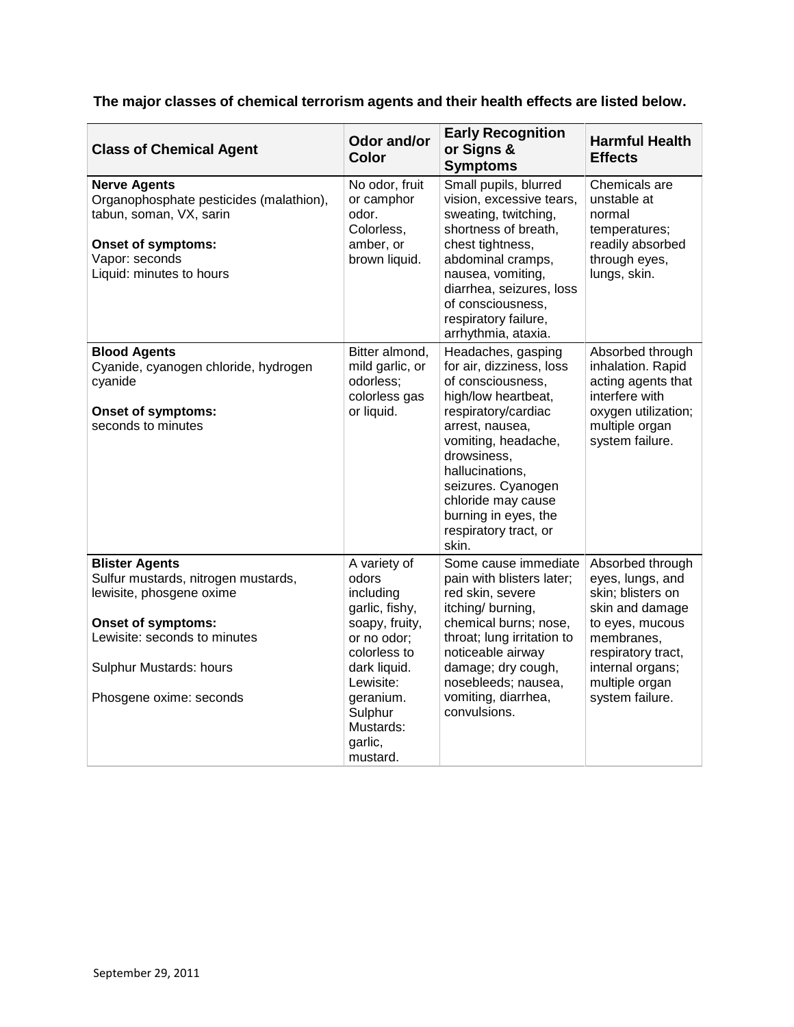**The major classes of chemical terrorism agents and their health effects are listed below.**

| Class of Chemical Agent | Odor and/or Color | Early Recognition or Signs & Symptoms | Harmful Health Effects |
|---|---|---|---|
| **Nerve Agents**<br>Organophosphate pesticides (malathion), tabun, soman, VX, sarin<br><br>**Onset of symptoms:**<br>Vapor: seconds<br>Liquid: minutes to hours | No odor, fruit or camphor odor. Colorless, amber, or brown liquid. | Small pupils, blurred vision, excessive tears, sweating, twitching, shortness of breath, chest tightness, abdominal cramps, nausea, vomiting, diarrhea, seizures, loss of consciousness, respiratory failure, arrhythmia, ataxia. | Chemicals are unstable at normal temperatures; readily absorbed through eyes, lungs, skin. |
| **Blood Agents**<br>Cyanide, cyanogen chloride, hydrogen cyanide<br><br>**Onset of symptoms:**<br>seconds to minutes | Bitter almond, mild garlic, or odorless; colorless gas or liquid. | Headaches, gasping for air, dizziness, loss of consciousness, high/low heartbeat, respiratory/cardiac arrest, nausea, vomiting, headache, drowsiness, hallucinations, seizures. Cyanogen chloride may cause burning in eyes, the respiratory tract, or skin. | Absorbed through inhalation. Rapid acting agents that interfere with oxygen utilization; multiple organ system failure. |
| **Blister Agents**<br>Sulfur mustards, nitrogen mustards, lewisite, phosgene oxime<br><br>**Onset of symptoms:**<br>Lewisite: seconds to minutes<br><br>Sulphur Mustards: hours<br><br>Phosgene oxime: seconds | A variety of odors including garlic, fishy, soapy, fruity, or no odor; colorless to dark liquid. Lewisite: geranium. Sulphur Mustards: garlic, mustard. | Some cause immediate pain with blisters later; red skin, severe itching/ burning, chemical burns; nose, throat; lung irritation to noticeable airway damage; dry cough, nosebleeds; nausea, vomiting, diarrhea, convulsions. | Absorbed through eyes, lungs, and skin; blisters on skin and damage to eyes, mucous membranes, respiratory tract, internal organs; multiple organ system failure. |

September 29, 2011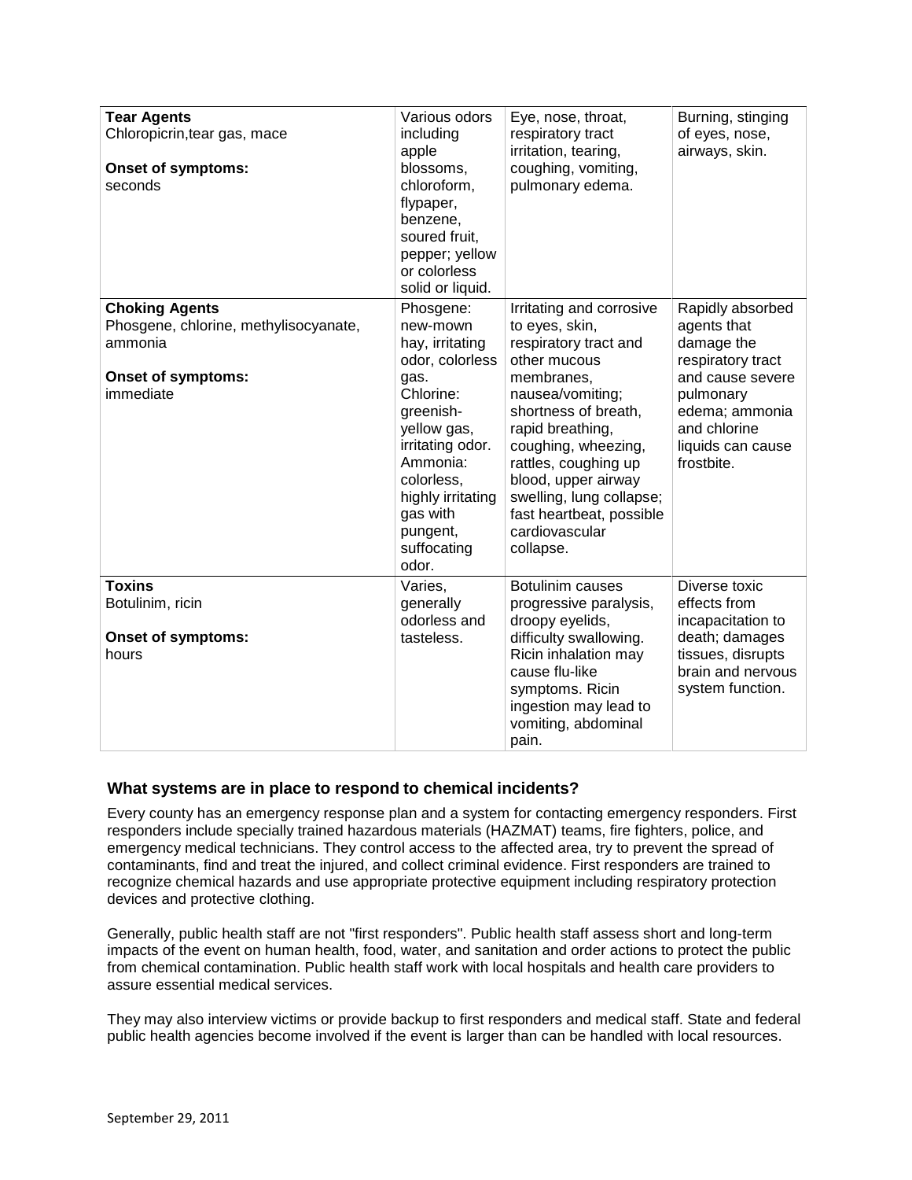| **Tear Agents**<br>Chloropicrin,tear gas, mace<br><br>**Onset of symptoms:**<br>seconds | Various odors including apple blossoms, chloroform, flypaper, benzene, soured fruit, pepper; yellow or colorless solid or liquid. | Eye, nose, throat, respiratory tract irritation, tearing, coughing, vomiting, pulmonary edema. | Burning, stinging of eyes, nose, airways, skin. |
|---|---|---|---|
| **Choking Agents**<br>Phosgene, chlorine, methylisocyanate, ammonia<br><br>**Onset of symptoms:**<br>immediate | Phosgene: new-mown hay, irritating odor, colorless gas.<br>Chlorine: greenish-yellow gas, irritating odor.<br>Ammonia: colorless, highly irritating gas with pungent, suffocating odor. | Irritating and corrosive to eyes, skin, respiratory tract and other mucous membranes, nausea/vomiting; shortness of breath, rapid breathing, coughing, wheezing, rattles, coughing up blood, upper airway swelling, lung collapse; fast heartbeat, possible cardiovascular collapse. | Rapidly absorbed agents that damage the respiratory tract and cause severe pulmonary edema; ammonia and chlorine liquids can cause frostbite. |
| **Toxins**<br>Botulinim, ricin<br><br>**Onset of symptoms:**<br>hours | Varies, generally odorless and tasteless. | Botulinim causes progressive paralysis, droopy eyelids, difficulty swallowing. Ricin inhalation may cause flu-like symptoms. Ricin ingestion may lead to vomiting, abdominal pain. | Diverse toxic effects from incapacitation to death; damages tissues, disrupts brain and nervous system function. |

### What systems are in place to respond to chemical incidents?

Every county has an emergency response plan and a system for contacting emergency responders. First responders include specially trained hazardous materials (HAZMAT) teams, fire fighters, police, and emergency medical technicians. They control access to the affected area, try to prevent the spread of contaminants, find and treat the injured, and collect criminal evidence. First responders are trained to recognize chemical hazards and use appropriate protective equipment including respiratory protection devices and protective clothing.

Generally, public health staff are not "first responders". Public health staff assess short and long-term impacts of the event on human health, food, water, and sanitation and order actions to protect the public from chemical contamination. Public health staff work with local hospitals and health care providers to assure essential medical services.

They may also interview victims or provide backup to first responders and medical staff. State and federal public health agencies become involved if the event is larger than can be handled with local resources.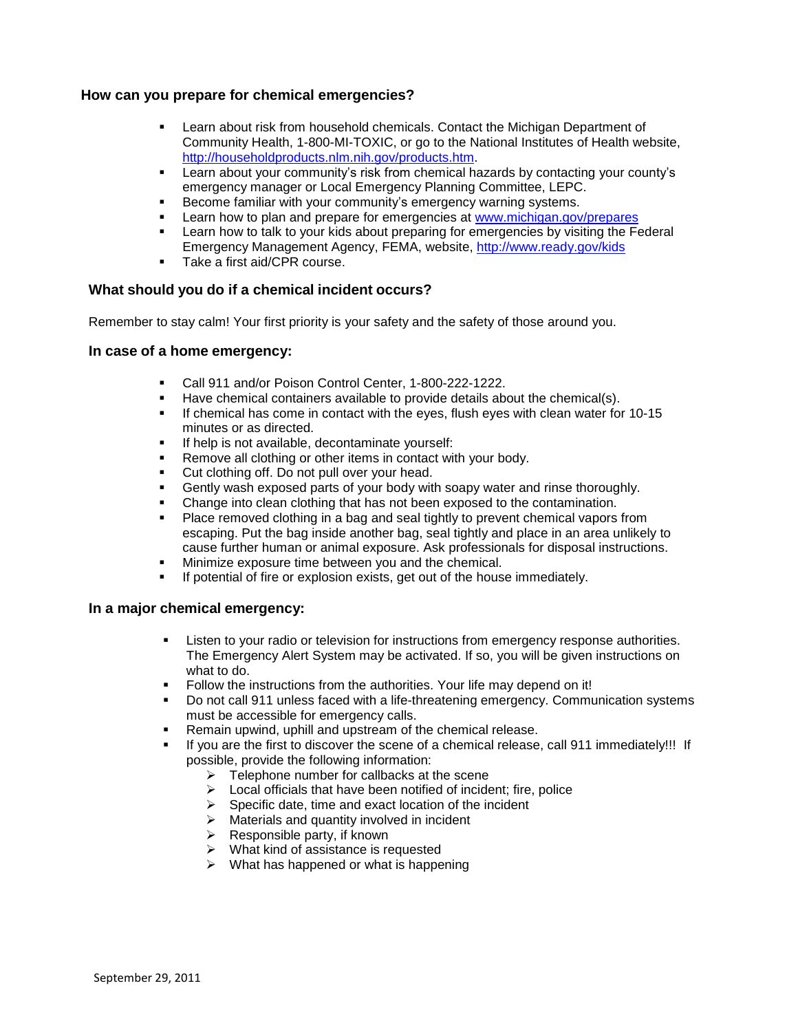## How can you prepare for chemical emergencies?

- Learn about risk from household chemicals. Contact the Michigan Department of Community Health, 1-800-MI-TOXIC, or go to the National Institutes of Health website, http://householdproducts.nlm.nih.gov/products.htm.
- Learn about your community's risk from chemical hazards by contacting your county's emergency manager or Local Emergency Planning Committee, LEPC.
- Become familiar with your community's emergency warning systems.
- Learn how to plan and prepare for emergencies at www.michigan.gov/prepares
- Learn how to talk to your kids about preparing for emergencies by visiting the Federal Emergency Management Agency, FEMA, website, http://www.ready.gov/kids
- Take a first aid/CPR course.

## What should you do if a chemical incident occurs?

Remember to stay calm! Your first priority is your safety and the safety of those around you.

### In case of a home emergency:

- Call 911 and/or Poison Control Center, 1-800-222-1222.
- Have chemical containers available to provide details about the chemical(s).
- If chemical has come in contact with the eyes, flush eyes with clean water for 10-15 minutes or as directed.
- If help is not available, decontaminate yourself:
- Remove all clothing or other items in contact with your body.
- Cut clothing off. Do not pull over your head.
- Gently wash exposed parts of your body with soapy water and rinse thoroughly.
- Change into clean clothing that has not been exposed to the contamination.
- Place removed clothing in a bag and seal tightly to prevent chemical vapors from escaping. Put the bag inside another bag, seal tightly and place in an area unlikely to cause further human or animal exposure. Ask professionals for disposal instructions.
- Minimize exposure time between you and the chemical.
- If potential of fire or explosion exists, get out of the house immediately.

### In a major chemical emergency:

- Listen to your radio or television for instructions from emergency response authorities. The Emergency Alert System may be activated. If so, you will be given instructions on what to do.
- Follow the instructions from the authorities. Your life may depend on it!
- Do not call 911 unless faced with a life-threatening emergency. Communication systems must be accessible for emergency calls.
- Remain upwind, uphill and upstream of the chemical release.
- If you are the first to discover the scene of a chemical release, call 911 immediately!!! If possible, provide the following information:
  - Telephone number for callbacks at the scene
  - Local officials that have been notified of incident; fire, police
  - Specific date, time and exact location of the incident
  - Materials and quantity involved in incident
  - Responsible party, if known
  - What kind of assistance is requested
  - What has happened or what is happening

September 29, 2011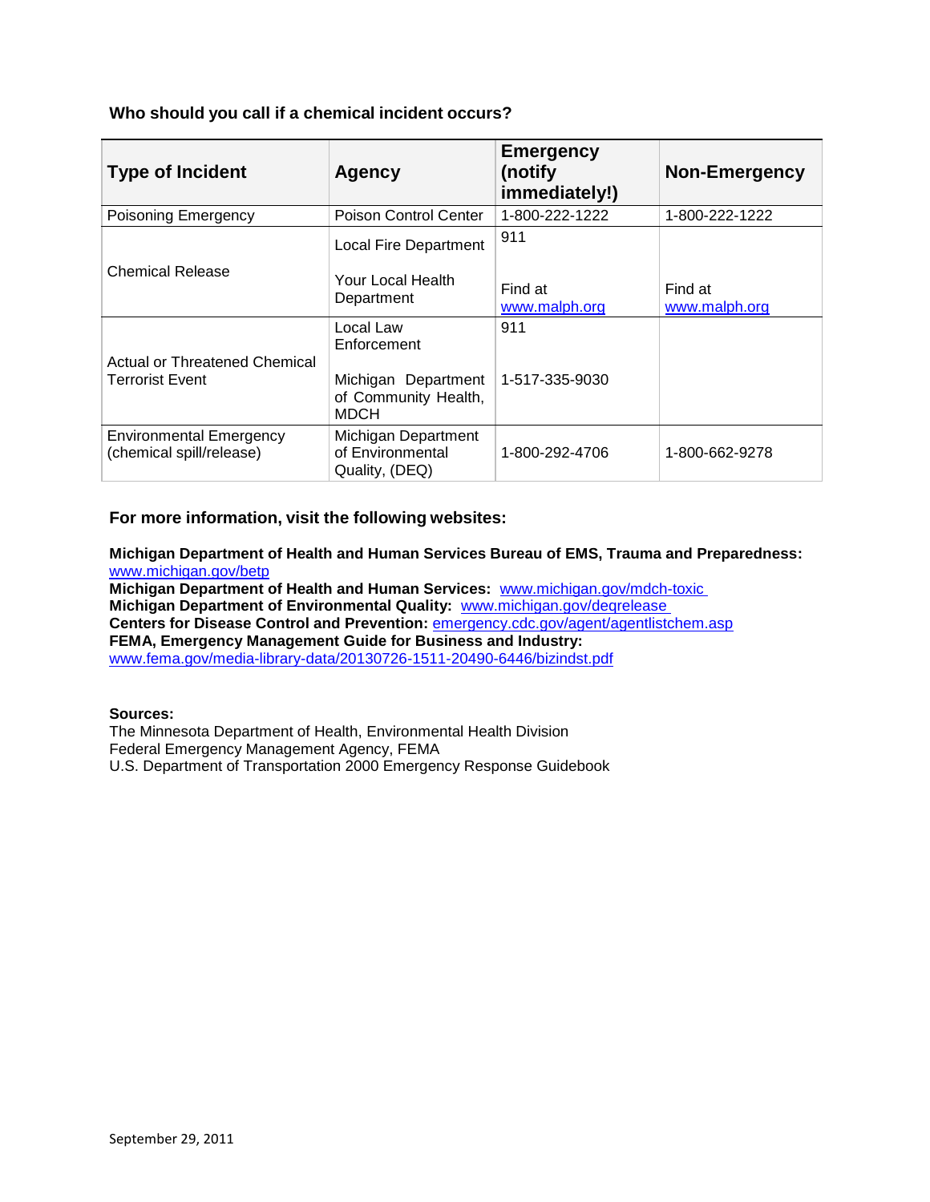**Who should you call if a chemical incident occurs?**

| Type of Incident | Agency | Emergency (notify immediately!) | Non-Emergency |
|---|---|---|---|
| Poisoning Emergency | Poison Control Center | 1-800-222-1222 | 1-800-222-1222 |
| Chemical Release | Local Fire Department | 911 | |
| | Your Local Health Department | Find at www.malph.org | Find at www.malph.org |
| Actual or Threatened Chemical Terrorist Event | Local Law Enforcement | 911 | |
| | Michigan Department of Community Health, MDCH | 1-517-335-9030 | |
| Environmental Emergency (chemical spill/release) | Michigan Department of Environmental Quality, (DEQ) | 1-800-292-4706 | 1-800-662-9278 |

**For more information, visit the following websites:**

**Michigan Department of Health and Human Services Bureau of EMS, Trauma and Preparedness:** www.michigan.gov/betp
**Michigan Department of Health and Human Services:** www.michigan.gov/mdch-toxic
**Michigan Department of Environmental Quality:** www.michigan.gov/deqrelease
**Centers for Disease Control and Prevention:** emergency.cdc.gov/agent/agentlistchem.asp
**FEMA, Emergency Management Guide for Business and Industry:** www.fema.gov/media-library-data/20130726-1511-20490-6446/bizindst.pdf

**Sources:**
The Minnesota Department of Health, Environmental Health Division
Federal Emergency Management Agency, FEMA
U.S. Department of Transportation 2000 Emergency Response Guidebook

September 29, 2011